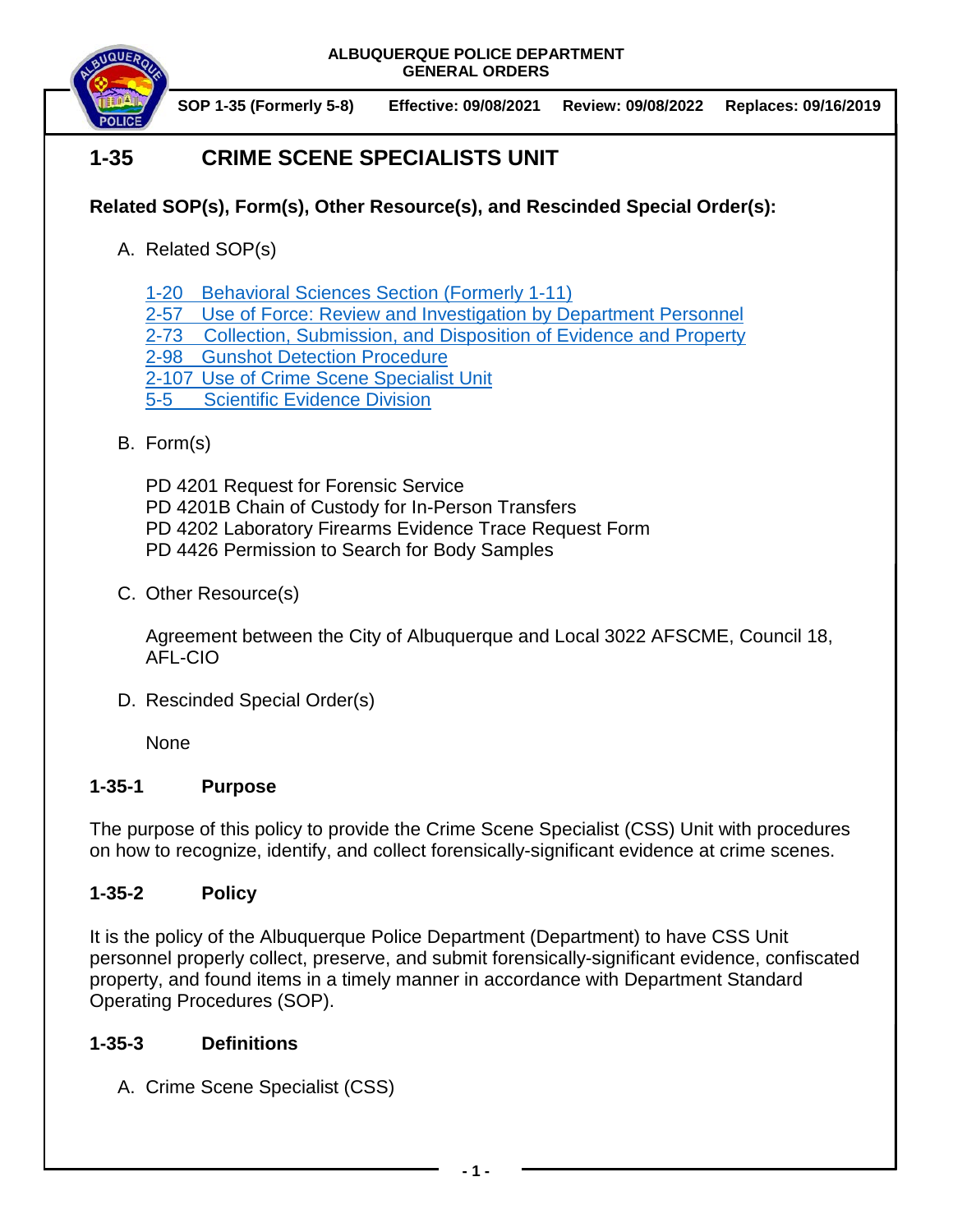ALBUQUERQUE POLICE DEPARTMENT
GENERAL ORDERS

**SOP 1-35 (Formerly 5-8)** **Effective: 09/08/2021** **Review: 09/08/2022** **Replaces: 09/16/2019**

# 1-35 CRIME SCENE SPECIALISTS UNIT

**Related SOP(s), Form(s), Other Resource(s), and Rescinded Special Order(s):**

A. Related SOP(s)

1-20 Behavioral Sciences Section (Formerly 1-11)
2-57 Use of Force: Review and Investigation by Department Personnel
2-73 Collection, Submission, and Disposition of Evidence and Property
2-98 Gunshot Detection Procedure
2-107 Use of Crime Scene Specialist Unit
5-5 Scientific Evidence Division

B. Form(s)

PD 4201 Request for Forensic Service
PD 4201B Chain of Custody for In-Person Transfers
PD 4202 Laboratory Firearms Evidence Trace Request Form
PD 4426 Permission to Search for Body Samples

C. Other Resource(s)

Agreement between the City of Albuquerque and Local 3022 AFSCME, Council 18, AFL-CIO

D. Rescinded Special Order(s)

None

## 1-35-1 Purpose

The purpose of this policy to provide the Crime Scene Specialist (CSS) Unit with procedures on how to recognize, identify, and collect forensically-significant evidence at crime scenes.

## 1-35-2 Policy

It is the policy of the Albuquerque Police Department (Department) to have CSS Unit personnel properly collect, preserve, and submit forensically-significant evidence, confiscated property, and found items in a timely manner in accordance with Department Standard Operating Procedures (SOP).

## 1-35-3 Definitions

A. Crime Scene Specialist (CSS)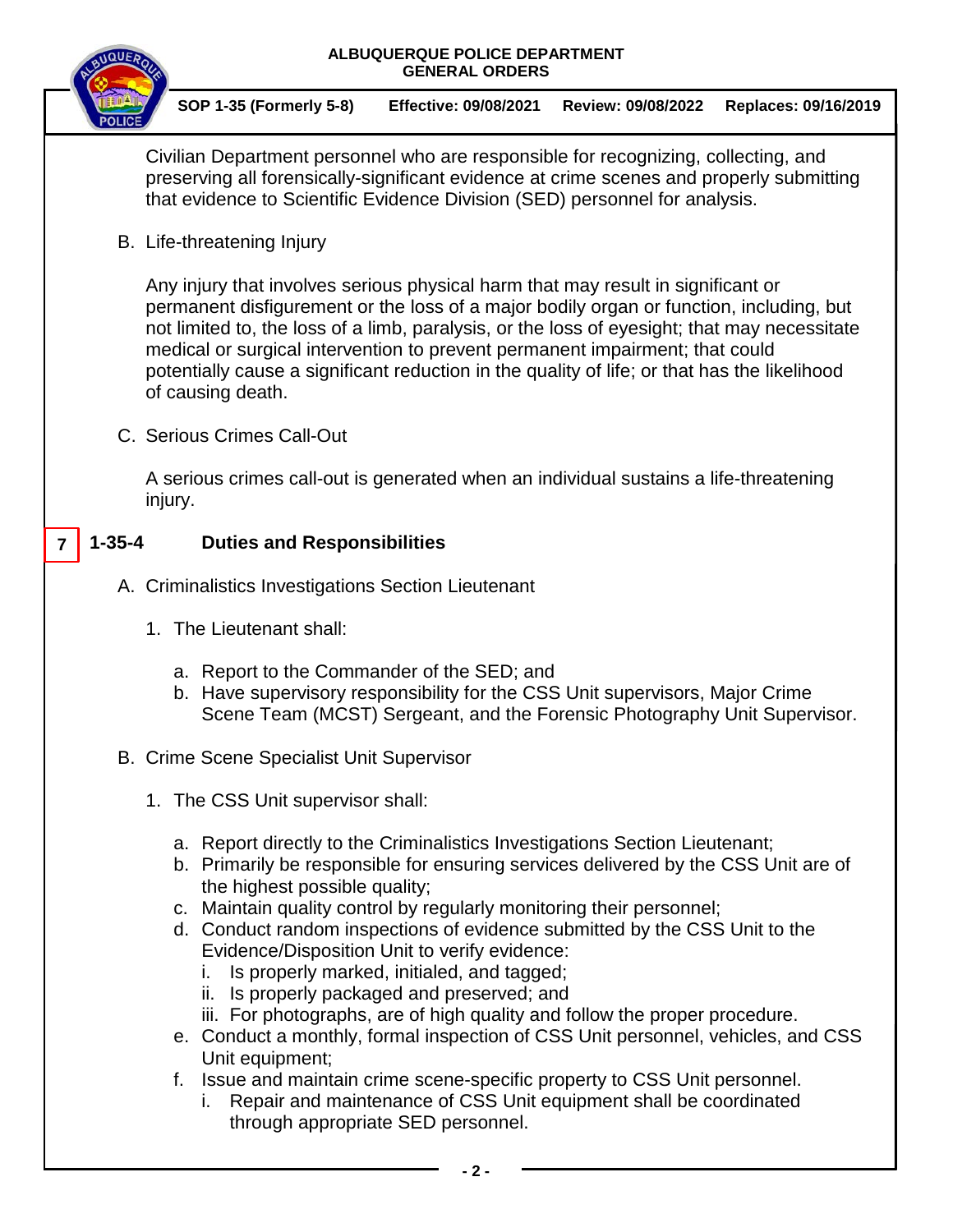Civilian Department personnel who are responsible for recognizing, collecting, and preserving all forensically-significant evidence at crime scenes and properly submitting that evidence to Scientific Evidence Division (SED) personnel for analysis.

B. Life-threatening Injury

Any injury that involves serious physical harm that may result in significant or permanent disfigurement or the loss of a major bodily organ or function, including, but not limited to, the loss of a limb, paralysis, or the loss of eyesight; that may necessitate medical or surgical intervention to prevent permanent impairment; that could potentially cause a significant reduction in the quality of life; or that has the likelihood of causing death.

C. Serious Crimes Call-Out

A serious crimes call-out is generated when an individual sustains a life-threatening injury.

## 7 1-35-4 Duties and Responsibilities

A. Criminalistics Investigations Section Lieutenant

1. The Lieutenant shall:

   a. Report to the Commander of the SED; and
   b. Have supervisory responsibility for the CSS Unit supervisors, Major Crime Scene Team (MCST) Sergeant, and the Forensic Photography Unit Supervisor.

B. Crime Scene Specialist Unit Supervisor

1. The CSS Unit supervisor shall:

   a. Report directly to the Criminalistics Investigations Section Lieutenant;
   b. Primarily be responsible for ensuring services delivered by the CSS Unit are of the highest possible quality;
   c. Maintain quality control by regularly monitoring their personnel;
   d. Conduct random inspections of evidence submitted by the CSS Unit to the Evidence/Disposition Unit to verify evidence:
      i. Is properly marked, initialed, and tagged;
      ii. Is properly packaged and preserved; and
      iii. For photographs, are of high quality and follow the proper procedure.
   e. Conduct a monthly, formal inspection of CSS Unit personnel, vehicles, and CSS Unit equipment;
   f. Issue and maintain crime scene-specific property to CSS Unit personnel.
      i. Repair and maintenance of CSS Unit equipment shall be coordinated through appropriate SED personnel.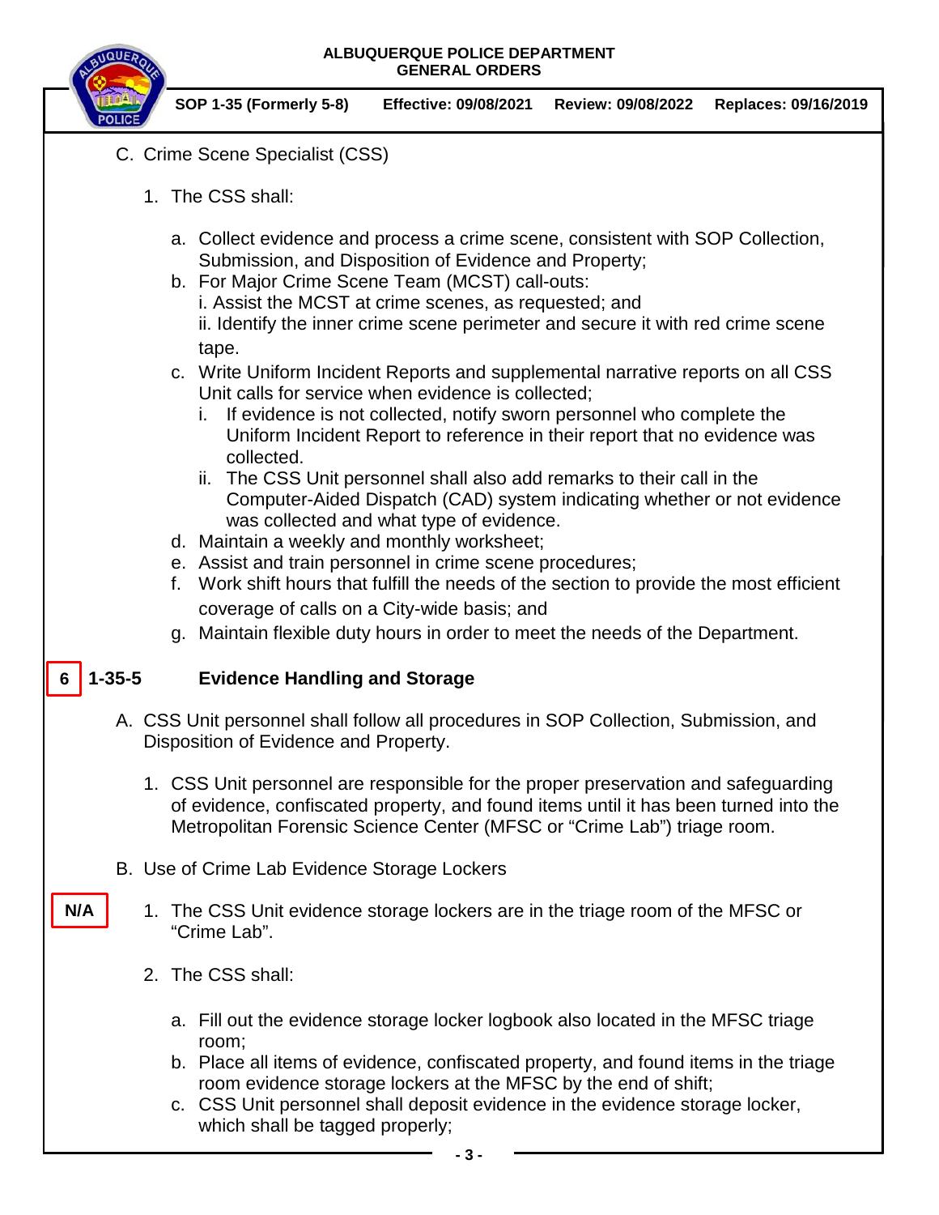C. Crime Scene Specialist (CSS)

1. The CSS shall:

   a. Collect evidence and process a crime scene, consistent with SOP Collection, Submission, and Disposition of Evidence and Property;
   b. For Major Crime Scene Team (MCST) call-outs:
      i. Assist the MCST at crime scenes, as requested; and
      ii. Identify the inner crime scene perimeter and secure it with red crime scene tape.
   c. Write Uniform Incident Reports and supplemental narrative reports on all CSS Unit calls for service when evidence is collected;
      i. If evidence is not collected, notify sworn personnel who complete the Uniform Incident Report to reference in their report that no evidence was collected.
      ii. The CSS Unit personnel shall also add remarks to their call in the Computer-Aided Dispatch (CAD) system indicating whether or not evidence was collected and what type of evidence.
   d. Maintain a weekly and monthly worksheet;
   e. Assist and train personnel in crime scene procedures;
   f. Work shift hours that fulfill the needs of the section to provide the most efficient coverage of calls on a City-wide basis; and
   g. Maintain flexible duty hours in order to meet the needs of the Department.

## 6 1-35-5 Evidence Handling and Storage

A. CSS Unit personnel shall follow all procedures in SOP Collection, Submission, and Disposition of Evidence and Property.

   1. CSS Unit personnel are responsible for the proper preservation and safeguarding of evidence, confiscated property, and found items until it has been turned into the Metropolitan Forensic Science Center (MFSC or "Crime Lab") triage room.

B. Use of Crime Lab Evidence Storage Lockers

N/A

   1. The CSS Unit evidence storage lockers are in the triage room of the MFSC or "Crime Lab".

   2. The CSS shall:

      a. Fill out the evidence storage locker logbook also located in the MFSC triage room;
      b. Place all items of evidence, confiscated property, and found items in the triage room evidence storage lockers at the MFSC by the end of shift;
      c. CSS Unit personnel shall deposit evidence in the evidence storage locker, which shall be tagged properly;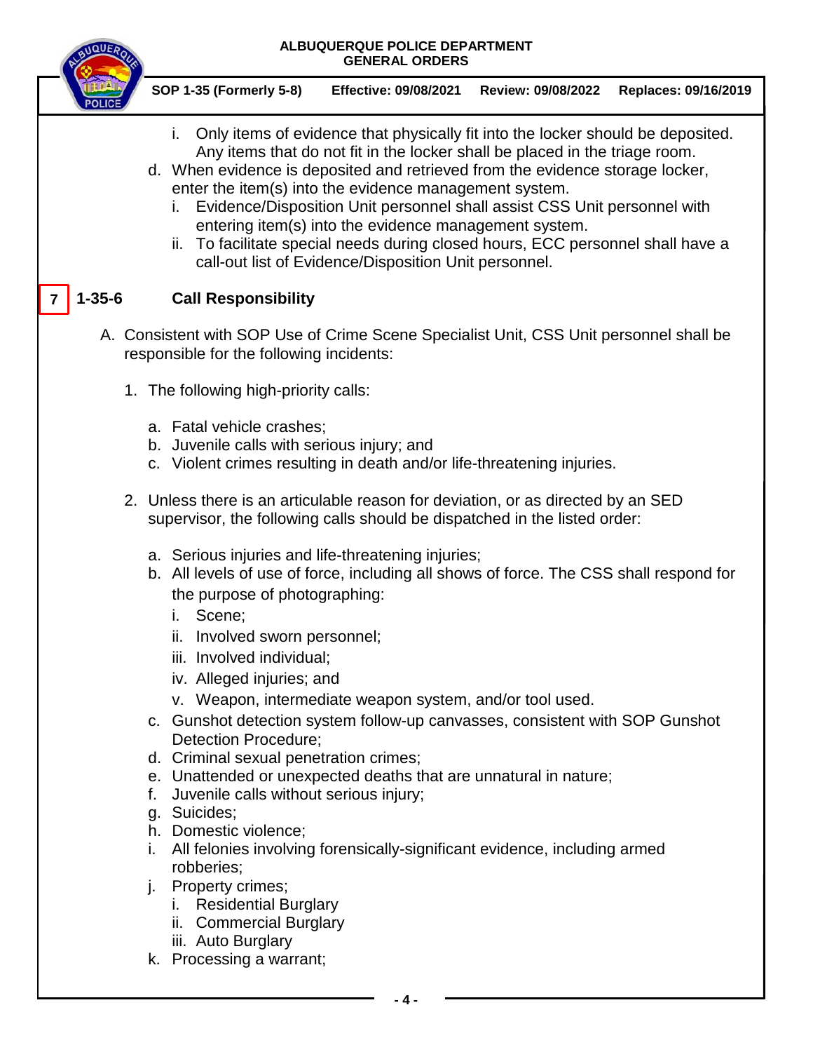i. Only items of evidence that physically fit into the locker should be deposited. Any items that do not fit in the locker shall be placed in the triage room.

d. When evidence is deposited and retrieved from the evidence storage locker, enter the item(s) into the evidence management system.
   i. Evidence/Disposition Unit personnel shall assist CSS Unit personnel with entering item(s) into the evidence management system.
   ii. To facilitate special needs during closed hours, ECC personnel shall have a call-out list of Evidence/Disposition Unit personnel.

## 7 1-35-6 Call Responsibility

A. Consistent with SOP Use of Crime Scene Specialist Unit, CSS Unit personnel shall be responsible for the following incidents:

1. The following high-priority calls:

   a. Fatal vehicle crashes;
   b. Juvenile calls with serious injury; and
   c. Violent crimes resulting in death and/or life-threatening injuries.

2. Unless there is an articulable reason for deviation, or as directed by an SED supervisor, the following calls should be dispatched in the listed order:

   a. Serious injuries and life-threatening injuries;
   b. All levels of use of force, including all shows of force. The CSS shall respond for the purpose of photographing:
      i. Scene;
      ii. Involved sworn personnel;
      iii. Involved individual;
      iv. Alleged injuries; and
      v. Weapon, intermediate weapon system, and/or tool used.
   c. Gunshot detection system follow-up canvasses, consistent with SOP Gunshot Detection Procedure;
   d. Criminal sexual penetration crimes;
   e. Unattended or unexpected deaths that are unnatural in nature;
   f. Juvenile calls without serious injury;
   g. Suicides;
   h. Domestic violence;
   i. All felonies involving forensically-significant evidence, including armed robberies;
   j. Property crimes;
      i. Residential Burglary
      ii. Commercial Burglary
      iii. Auto Burglary
   k. Processing a warrant;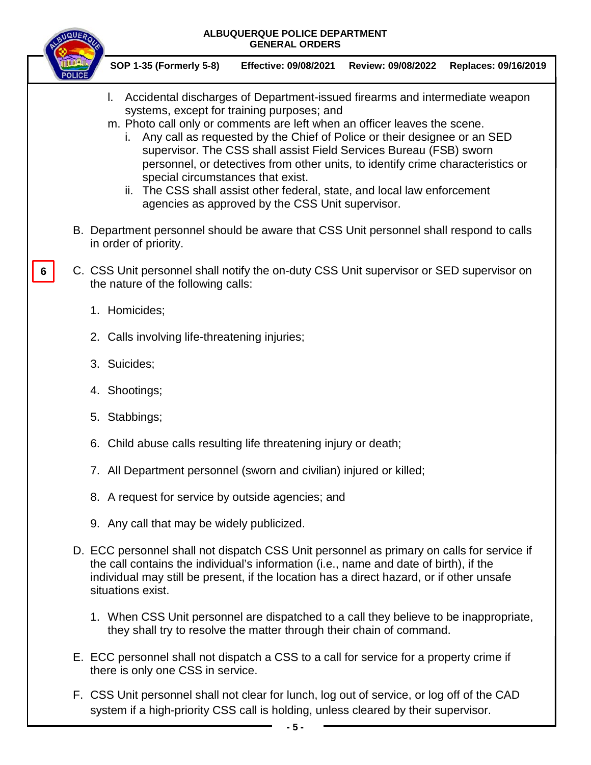l. Accidental discharges of Department-issued firearms and intermediate weapon systems, except for training purposes; and

m. Photo call only or comments are left when an officer leaves the scene.

   i. Any call as requested by the Chief of Police or their designee or an SED supervisor. The CSS shall assist Field Services Bureau (FSB) sworn personnel, or detectives from other units, to identify crime characteristics or special circumstances that exist.

   ii. The CSS shall assist other federal, state, and local law enforcement agencies as approved by the CSS Unit supervisor.

B. Department personnel should be aware that CSS Unit personnel shall respond to calls in order of priority.

6

C. CSS Unit personnel shall notify the on-duty CSS Unit supervisor or SED supervisor on the nature of the following calls:

1. Homicides;
2. Calls involving life-threatening injuries;
3. Suicides;
4. Shootings;
5. Stabbings;
6. Child abuse calls resulting life threatening injury or death;
7. All Department personnel (sworn and civilian) injured or killed;
8. A request for service by outside agencies; and
9. Any call that may be widely publicized.

D. ECC personnel shall not dispatch CSS Unit personnel as primary on calls for service if the call contains the individual's information (i.e., name and date of birth), if the individual may still be present, if the location has a direct hazard, or if other unsafe situations exist.

1. When CSS Unit personnel are dispatched to a call they believe to be inappropriate, they shall try to resolve the matter through their chain of command.

E. ECC personnel shall not dispatch a CSS to a call for service for a property crime if there is only one CSS in service.

F. CSS Unit personnel shall not clear for lunch, log out of service, or log off of the CAD system if a high-priority CSS call is holding, unless cleared by their supervisor.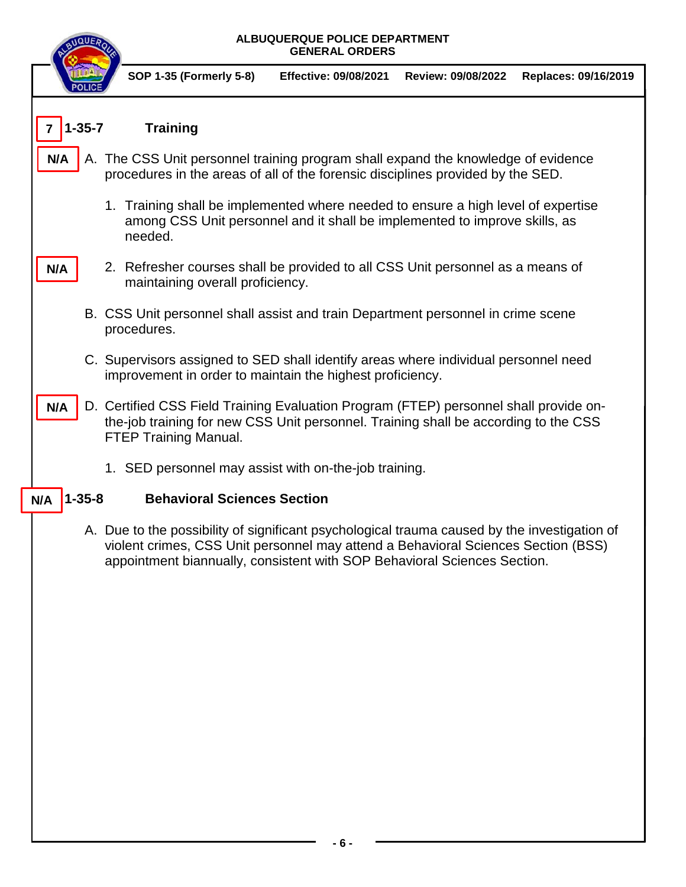7 **1-35-7 Training**

N/A A. The CSS Unit personnel training program shall expand the knowledge of evidence procedures in the areas of all of the forensic disciplines provided by the SED.

1. Training shall be implemented where needed to ensure a high level of expertise among CSS Unit personnel and it shall be implemented to improve skills, as needed.

N/A 2. Refresher courses shall be provided to all CSS Unit personnel as a means of maintaining overall proficiency.

B. CSS Unit personnel shall assist and train Department personnel in crime scene procedures.

C. Supervisors assigned to SED shall identify areas where individual personnel need improvement in order to maintain the highest proficiency.

N/A D. Certified CSS Field Training Evaluation Program (FTEP) personnel shall provide on-the-job training for new CSS Unit personnel. Training shall be according to the CSS FTEP Training Manual.

1. SED personnel may assist with on-the-job training.

N/A **1-35-8 Behavioral Sciences Section**

A. Due to the possibility of significant psychological trauma caused by the investigation of violent crimes, CSS Unit personnel may attend a Behavioral Sciences Section (BSS) appointment biannually, consistent with SOP Behavioral Sciences Section.